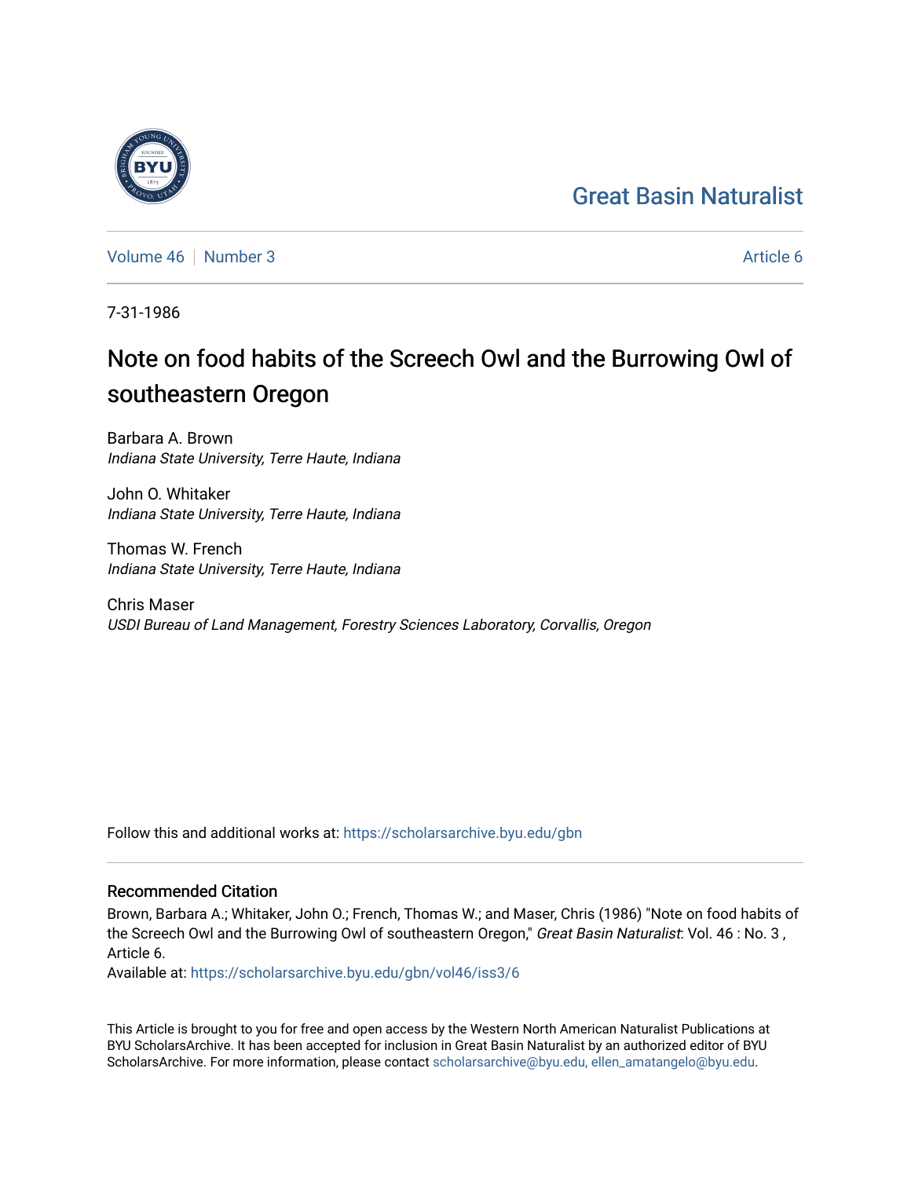Great Basin Naturalist

Volume 46 | Number 3 Article 6

7-31-1986

# Note on food habits of the Screech Owl and the Burrowing Owl of southeastern Oregon

Barbara A. Brown
*Indiana State University, Terre Haute, Indiana*

John O. Whitaker
*Indiana State University, Terre Haute, Indiana*

Thomas W. French
*Indiana State University, Terre Haute, Indiana*

Chris Maser
*USDI Bureau of Land Management, Forestry Sciences Laboratory, Corvallis, Oregon*

Follow this and additional works at: https://scholarsarchive.byu.edu/gbn

## Recommended Citation

Brown, Barbara A.; Whitaker, John O.; French, Thomas W.; and Maser, Chris (1986) "Note on food habits of the Screech Owl and the Burrowing Owl of southeastern Oregon," *Great Basin Naturalist*: Vol. 46 : No. 3 , Article 6.

Available at: https://scholarsarchive.byu.edu/gbn/vol46/iss3/6

This Article is brought to you for free and open access by the Western North American Naturalist Publications at BYU ScholarsArchive. It has been accepted for inclusion in Great Basin Naturalist by an authorized editor of BYU ScholarsArchive. For more information, please contact scholarsarchive@byu.edu, ellen_amatangelo@byu.edu.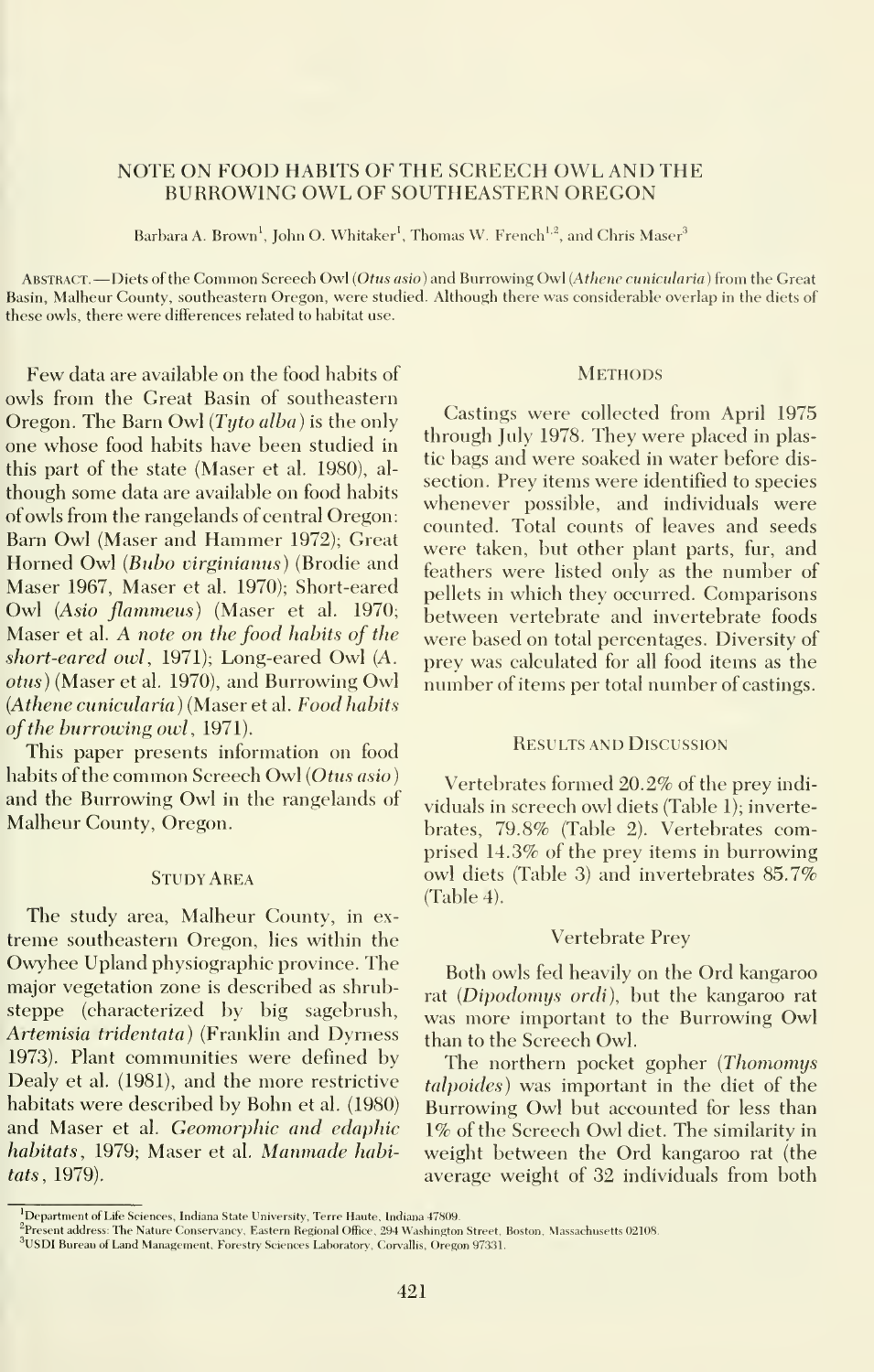# NOTE ON FOOD HABITS OF THE SCREECH OWL AND THE BURROWING OWL OF SOUTHEASTERN OREGON

Barbara A. Brown[1], John O. Whitaker[1], Thomas W. French[1,2], and Chris Maser[3]

Abstract.—Diets of the Common Screech Owl (*Otus asio*) and Burrowing Owl (*Athene cunicularia*) from the Great Basin, Malheur County, southeastern Oregon, were studied. Although there was considerable overlap in the diets of these owls, there were differences related to habitat use.

Few data are available on the food habits of owls from the Great Basin of southeastern Oregon. The Barn Owl (*Tyto alba*) is the only one whose food habits have been studied in this part of the state (Maser et al. 1980), although some data are available on food habits of owls from the rangelands of central Oregon: Barn Owl (Maser and Hammer 1972); Great Horned Owl (*Bubo virginianus*) (Brodie and Maser 1967, Maser et al. 1970); Short-eared Owl (*Asio flammeus*) (Maser et al. 1970; Maser et al. *A note on the food habits of the short-eared owl*, 1971); Long-eared Owl (*A. otus*) (Maser et al. 1970), and Burrowing Owl (*Athene cunicularia*) (Maser et al. *Food habits of the burrowing owl*, 1971).

This paper presents information on food habits of the common Screech Owl (*Otus asio*) and the Burrowing Owl in the rangelands of Malheur County, Oregon.

## Study Area

The study area, Malheur County, in extreme southeastern Oregon, lies within the Owyhee Upland physiographic province. The major vegetation zone is described as shrub-steppe (characterized by big sagebrush, *Artemisia tridentata*) (Franklin and Dyrness 1973). Plant communities were defined by Dealy et al. (1981), and the more restrictive habitats were described by Bohn et al. (1980) and Maser et al. *Geomorphic and edaphic habitats*, 1979; Maser et al. *Manmade habitats*, 1979).

## Methods

Castings were collected from April 1975 through July 1978. They were placed in plastic bags and were soaked in water before dissection. Prey items were identified to species whenever possible, and individuals were counted. Total counts of leaves and seeds were taken, but other plant parts, fur, and feathers were listed only as the number of pellets in which they occurred. Comparisons between vertebrate and invertebrate foods were based on total percentages. Diversity of prey was calculated for all food items as the number of items per total number of castings.

## Results and Discussion

Vertebrates formed 20.2% of the prey individuals in screech owl diets (Table 1); invertebrates, 79.8% (Table 2). Vertebrates comprised 14.3% of the prey items in burrowing owl diets (Table 3) and invertebrates 85.7% (Table 4).

### Vertebrate Prey

Both owls fed heavily on the Ord kangaroo rat (*Dipodomys ordi*), but the kangaroo rat was more important to the Burrowing Owl than to the Screech Owl.

The northern pocket gopher (*Thomomys talpoides*) was important in the diet of the Burrowing Owl but accounted for less than 1% of the Screech Owl diet. The similarity in weight between the Ord kangaroo rat (the average weight of 32 individuals from both

---

[1] Department of Life Sciences, Indiana State University, Terre Haute, Indiana 47809.

[2] Present address: The Nature Conservancy, Eastern Regional Office, 294 Washington Street, Boston, Massachusetts 02108.

[3] USDI Bureau of Land Management, Forestry Sciences Laboratory, Corvallis, Oregon 97331.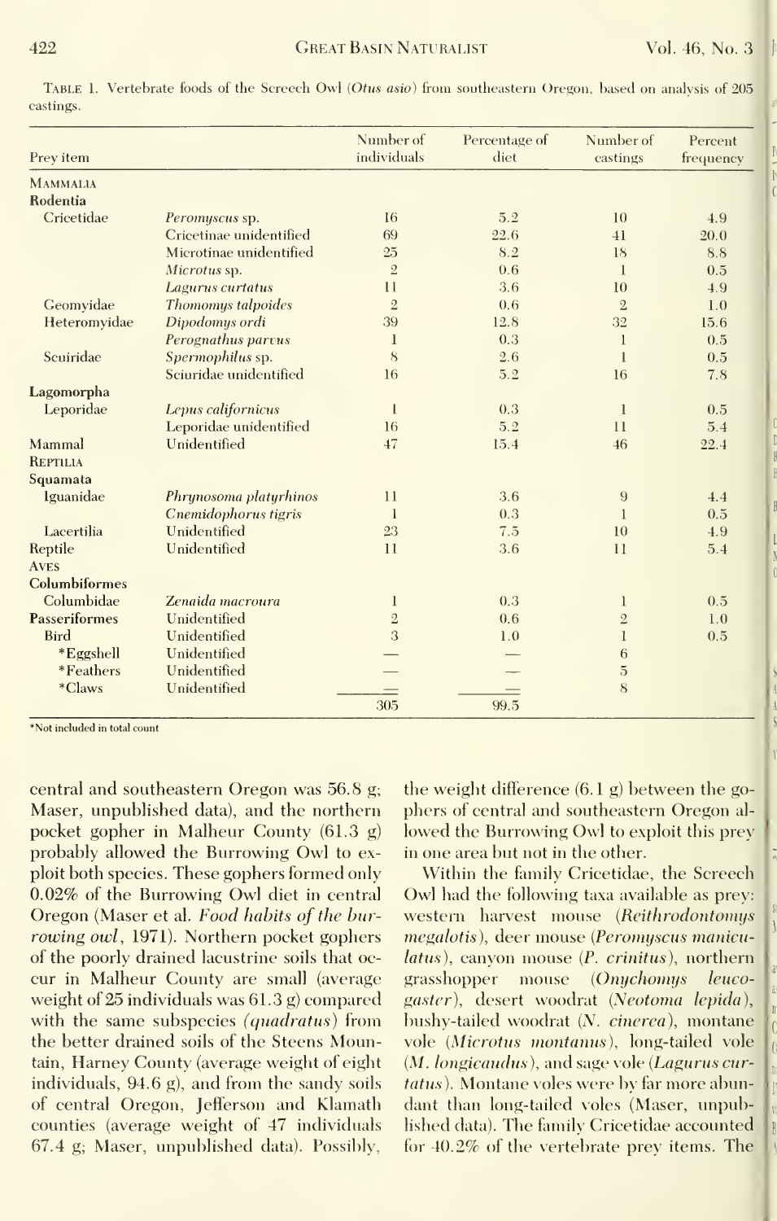TABLE 1. Vertebrate foods of the Screech Owl (*Otus asio*) from southeastern Oregon, based on analysis of 205 castings.

| Prey item | | Number of individuals | Percentage of diet | Number of castings | Percent frequency |
|---|---|---|---|---|---|
| MAMMALIA | | | | | |
| **Rodentia** | | | | | |
| Cricetidae | *Peromyscus* sp. | 16 | 5.2 | 10 | 4.9 |
| | Cricetinae unidentified | 69 | 22.6 | 41 | 20.0 |
| | Microtinae unidentified | 25 | 8.2 | 18 | 8.8 |
| | *Microtus* sp. | 2 | 0.6 | 1 | 0.5 |
| | *Lagurus curtatus* | 11 | 3.6 | 10 | 4.9 |
| Geomyidae | *Thomomys talpoides* | 2 | 0.6 | 2 | 1.0 |
| Heteromyidae | *Dipodomys ordi* | 39 | 12.8 | 32 | 15.6 |
| | *Perognathus parvus* | 1 | 0.3 | 1 | 0.5 |
| Sciuridae | *Spermophilus* sp. | 8 | 2.6 | 1 | 0.5 |
| | Sciuridae unidentified | 16 | 5.2 | 16 | 7.8 |
| **Lagomorpha** | | | | | |
| Leporidae | *Lepus californicus* | 1 | 0.3 | 1 | 0.5 |
| | Leporidae unidentified | 16 | 5.2 | 11 | 5.4 |
| Mammal | Unidentified | 47 | 15.4 | 46 | 22.4 |
| REPTILIA | | | | | |
| **Squamata** | | | | | |
| Iguanidae | *Phrynosoma platyrhinos* | 11 | 3.6 | 9 | 4.4 |
| | *Cnemidophorus tigris* | 1 | 0.3 | 1 | 0.5 |
| Lacertilia | Unidentified | 23 | 7.5 | 10 | 4.9 |
| Reptile | Unidentified | 11 | 3.6 | 11 | 5.4 |
| AVES | | | | | |
| **Columbiformes** | | | | | |
| Columbidae | *Zenaida macroura* | 1 | 0.3 | 1 | 0.5 |
| **Passeriformes** | Unidentified | 2 | 0.6 | 2 | 1.0 |
| Bird | Unidentified | 3 | 1.0 | 1 | 0.5 |
| *Eggshell | Unidentified | — | — | 6 | |
| *Feathers | Unidentified | — | — | 5 | |
| *Claws | Unidentified | — | — | 8 | |
| | | 305 | 99.5 | | |

*Not included in total count

central and southeastern Oregon was 56.8 g; Maser, unpublished data), and the northern pocket gopher in Malheur County (61.3 g) probably allowed the Burrowing Owl to exploit both species. These gophers formed only 0.02% of the Burrowing Owl diet in central Oregon (Maser et al. *Food habits of the burrowing owl*, 1971). Northern pocket gophers of the poorly drained lacustrine soils that occur in Malheur County are small (average weight of 25 individuals was 61.3 g) compared with the same subspecies (*quadratus*) from the better drained soils of the Steens Mountain, Harney County (average weight of eight individuals, 94.6 g), and from the sandy soils of central Oregon, Jefferson and Klamath counties (average weight of 47 individuals 67.4 g; Maser, unpublished data). Possibly, the weight difference (6.1 g) between the gophers of central and southeastern Oregon allowed the Burrowing Owl to exploit this prey in one area but not in the other.

Within the family Cricetidae, the Screech Owl had the following taxa available as prey: western harvest mouse (*Reithrodontomys megalotis*), deer mouse (*Peromyscus maniculatus*), canyon mouse (*P. crinitus*), northern grasshopper mouse (*Onychomys leucogaster*), desert woodrat (*Neotoma lepida*), bushy-tailed woodrat (*N. cinerea*), montane vole (*Microtus montanus*), long-tailed vole (*M. longicaudus*), and sage vole (*Lagurus curtatus*). Montane voles were by far more abundant than long-tailed voles (Maser, unpublished data). The family Cricetidae accounted for 40.2% of the vertebrate prey items. The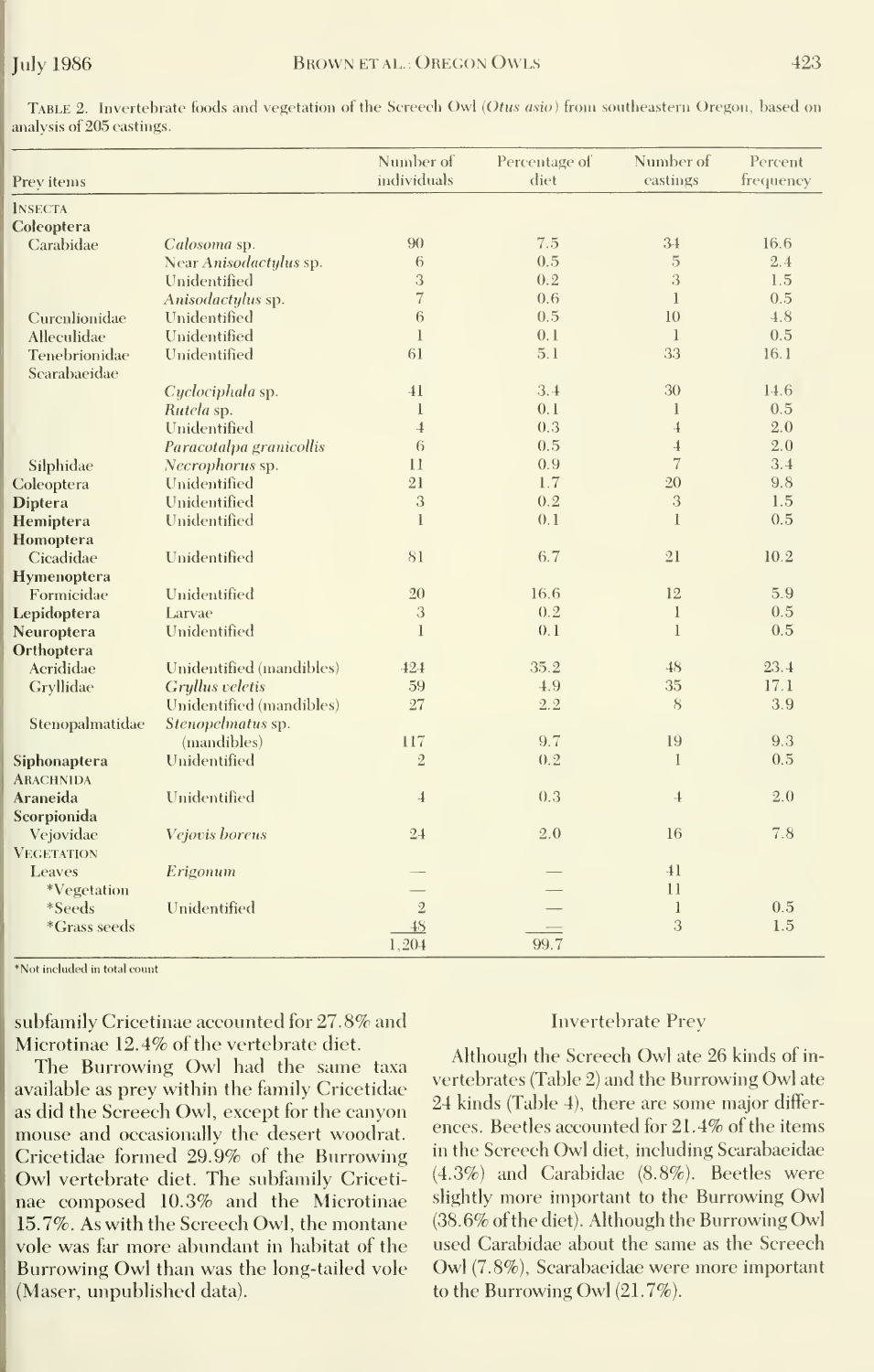TABLE 2. Invertebrate foods and vegetation of the Screech Owl (*Otus asio*) from southeastern Oregon, based on analysis of 205 castings.

| Prey items | | Number of individuals | Percentage of diet | Number of castings | Percent frequency |
|---|---|---|---|---|---|
| INSECTA | | | | | |
| **Coleoptera** | | | | | |
| Carabidae | *Calosoma* sp. | 90 | 7.5 | 34 | 16.6 |
| | Near *Anisodactylus* sp. | 6 | 0.5 | 5 | 2.4 |
| | Unidentified | 3 | 0.2 | 3 | 1.5 |
| | *Anisodactylus* sp. | 7 | 0.6 | 1 | 0.5 |
| Curculionidae | Unidentified | 6 | 0.5 | 10 | 4.8 |
| Alleculidae | Unidentified | 1 | 0.1 | 1 | 0.5 |
| Tenebrionidae | Unidentified | 61 | 5.1 | 33 | 16.1 |
| Scarabaeidae | | | | | |
| | *Cyclociphala* sp. | 41 | 3.4 | 30 | 14.6 |
| | *Rutela* sp. | 1 | 0.1 | 1 | 0.5 |
| | Unidentified | 4 | 0.3 | 4 | 2.0 |
| | *Paracotalpa granicollis* | 6 | 0.5 | 4 | 2.0 |
| Silphidae | *Necrophorus* sp. | 11 | 0.9 | 7 | 3.4 |
| **Coleoptera** | Unidentified | 21 | 1.7 | 20 | 9.8 |
| **Diptera** | Unidentified | 3 | 0.2 | 3 | 1.5 |
| **Hemiptera** | Unidentified | 1 | 0.1 | 1 | 0.5 |
| **Homoptera** | | | | | |
| Cicadidae | Unidentified | 81 | 6.7 | 21 | 10.2 |
| **Hymenoptera** | | | | | |
| Formicidae | Unidentified | 20 | 16.6 | 12 | 5.9 |
| **Lepidoptera** | Larvae | 3 | 0.2 | 1 | 0.5 |
| **Neuroptera** | Unidentified | 1 | 0.1 | 1 | 0.5 |
| **Orthoptera** | | | | | |
| Acrididae | Unidentified (mandibles) | 424 | 35.2 | 48 | 23.4 |
| Gryllidae | *Gryllus veletis* | 59 | 4.9 | 35 | 17.1 |
| | Unidentified (mandibles) | 27 | 2.2 | 8 | 3.9 |
| Stenopalmatidae | *Stenopelmatus* sp. (mandibles) | 117 | 9.7 | 19 | 9.3 |
| **Siphonaptera** | Unidentified | 2 | 0.2 | 1 | 0.5 |
| ARACHNIDA | | | | | |
| **Araneida** | Unidentified | 4 | 0.3 | 4 | 2.0 |
| **Scorpionida** | | | | | |
| Vejovidae | *Vejovis boreus* | 24 | 2.0 | 16 | 7.8 |
| VEGETATION | | | | | |
| Leaves | *Erigonum* | — | — | 41 | |
| *Vegetation | | — | — | 11 | |
| *Seeds | Unidentified | 2 | — | 1 | 0.5 |
| *Grass seeds | | 48 | — | 3 | 1.5 |
| | | 1,204 | 99.7 | | |

*Not included in total count

subfamily Cricetinae accounted for 27.8% and Microtinae 12.4% of the vertebrate diet.

The Burrowing Owl had the same taxa available as prey within the family Cricetidae as did the Screech Owl, except for the canyon mouse and occasionally the desert woodrat. Cricetidae formed 29.9% of the Burrowing Owl vertebrate diet. The subfamily Cricetinae composed 10.3% and the Microtinae 15.7%. As with the Screech Owl, the montane vole was far more abundant in habitat of the Burrowing Owl than was the long-tailed vole (Maser, unpublished data).

## Invertebrate Prey

Although the Screech Owl ate 26 kinds of invertebrates (Table 2) and the Burrowing Owl ate 24 kinds (Table 4), there are some major differences. Beetles accounted for 21.4% of the items in the Screech Owl diet, including Scarabaeidae (4.3%) and Carabidae (8.8%). Beetles were slightly more important to the Burrowing Owl (38.6% of the diet). Although the Burrowing Owl used Carabidae about the same as the Screech Owl (7.8%), Scarabaeidae were more important to the Burrowing Owl (21.7%).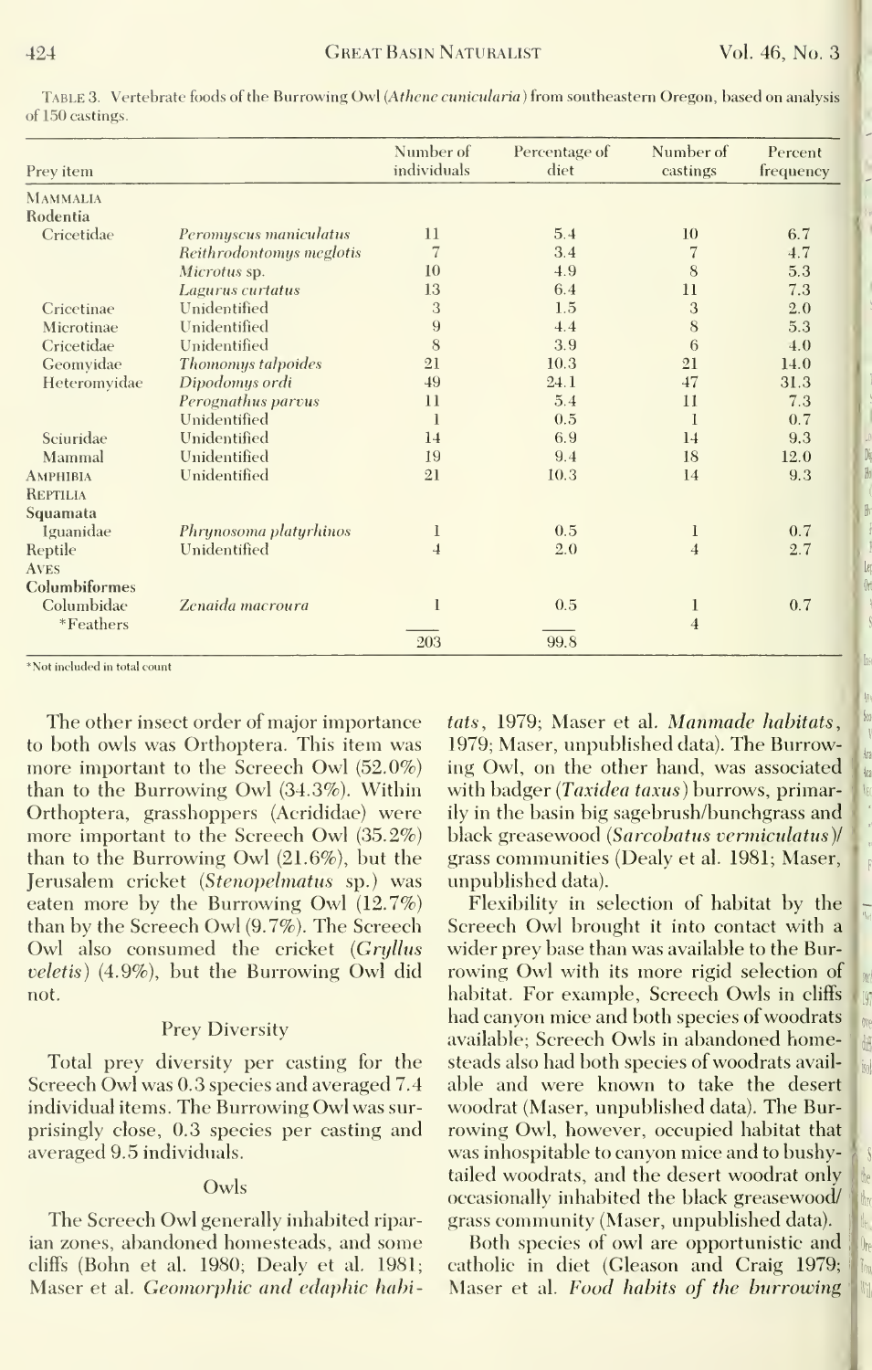TABLE 3. Vertebrate foods of the Burrowing Owl (*Athene cunicularia*) from southeastern Oregon, based on analysis of 150 castings.

| Prey item | | Number of individuals | Percentage of diet | Number of castings | Percent frequency |
|---|---|---|---|---|---|
| MAMMALIA | | | | | |
| Rodentia | | | | | |
| Cricetidae | *Peromyscus maniculatus* | 11 | 5.4 | 10 | 6.7 |
| | *Reithrodontomys meglotis* | 7 | 3.4 | 7 | 4.7 |
| | *Microtus* sp. | 10 | 4.9 | 8 | 5.3 |
| | *Lagurus curtatus* | 13 | 6.4 | 11 | 7.3 |
| Cricetinae | Unidentified | 3 | 1.5 | 3 | 2.0 |
| Microtinae | Unidentified | 9 | 4.4 | 8 | 5.3 |
| Cricetidae | Unidentified | 8 | 3.9 | 6 | 4.0 |
| Geomyidae | *Thomomys talpoides* | 21 | 10.3 | 21 | 14.0 |
| Heteromyidae | *Dipodomys ordi* | 49 | 24.1 | 47 | 31.3 |
| | *Perognathus parvus* | 11 | 5.4 | 11 | 7.3 |
| | Unidentified | 1 | 0.5 | 1 | 0.7 |
| Sciuridae | Unidentified | 14 | 6.9 | 14 | 9.3 |
| Mammal | Unidentified | 19 | 9.4 | 18 | 12.0 |
| AMPHIBIA | Unidentified | 21 | 10.3 | 14 | 9.3 |
| REPTILIA | | | | | |
| Squamata | | | | | |
| Iguanidae | *Phrynosoma platyrhinos* | 1 | 0.5 | 1 | 0.7 |
| Reptile | Unidentified | 4 | 2.0 | 4 | 2.7 |
| AVES | | | | | |
| Columbiformes | | | | | |
| Columbidae | *Zenaida macroura* | 1 | 0.5 | 1 | 0.7 |
| *Feathers | | | | 4 | |
| | | 203 | 99.8 | | |

*Not included in total count

The other insect order of major importance to both owls was Orthoptera. This item was more important to the Screech Owl (52.0%) than to the Burrowing Owl (34.3%). Within Orthoptera, grasshoppers (Acrididae) were more important to the Screech Owl (35.2%) than to the Burrowing Owl (21.6%), but the Jerusalem cricket (*Stenopelmatus* sp.) was eaten more by the Burrowing Owl (12.7%) than by the Screech Owl (9.7%). The Screech Owl also consumed the cricket (*Gryllus veletis*) (4.9%), but the Burrowing Owl did not.

## Prey Diversity

Total prey diversity per casting for the Screech Owl was 0.3 species and averaged 7.4 individual items. The Burrowing Owl was surprisingly close, 0.3 species per casting and averaged 9.5 individuals.

## Owls

The Screech Owl generally inhabited riparian zones, abandoned homesteads, and some cliffs (Bohn et al. 1980; Dealy et al. 1981; Maser et al. *Geomorphic and edaphic habitats*, 1979; Maser et al. *Manmade habitats*, 1979; Maser, unpublished data). The Burrowing Owl, on the other hand, was associated with badger (*Taxidea taxus*) burrows, primarily in the basin big sagebrush/bunchgrass and black greasewood (*Sarcobatus vermiculatus*)/grass communities (Dealy et al. 1981; Maser, unpublished data).

Flexibility in selection of habitat by the Screech Owl brought it into contact with a wider prey base than was available to the Burrowing Owl with its more rigid selection of habitat. For example, Screech Owls in cliffs had canyon mice and both species of woodrats available; Screech Owls in abandoned homesteads also had both species of woodrats available and were known to take the desert woodrat (Maser, unpublished data). The Burrowing Owl, however, occupied habitat that was inhospitable to canyon mice and to bushy-tailed woodrats, and the desert woodrat only occasionally inhabited the black greasewood/grass community (Maser, unpublished data).

Both species of owl are opportunistic and catholic in diet (Gleason and Craig 1979; Maser et al. *Food habits of the burrowing*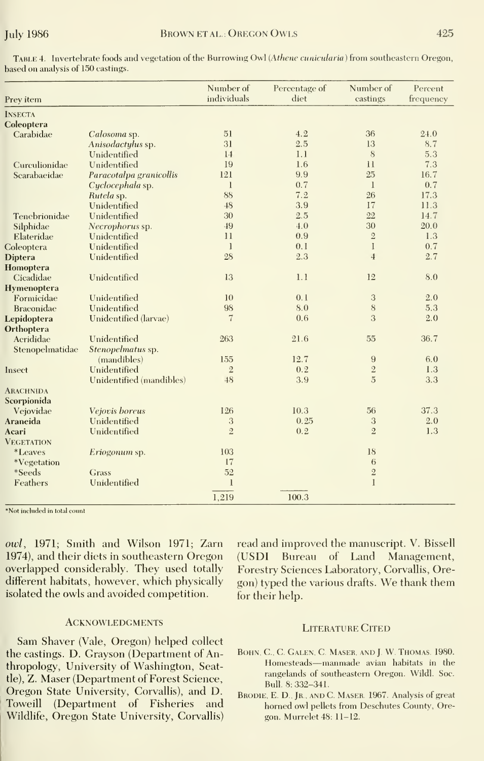TABLE 4. Invertebrate foods and vegetation of the Burrowing Owl (*Athene cunicularia*) from southeastern Oregon, based on analysis of 150 castings.

| Prey item | | Number of individuals | Percentage of diet | Number of castings | Percent frequency |
|---|---|---|---|---|---|
| INSECTA | | | | | |
| **Coleoptera** | | | | | |
| Carabidae | *Calosoma* sp. | 51 | 4.2 | 36 | 24.0 |
| | *Anisodactylus* sp. | 31 | 2.5 | 13 | 8.7 |
| | Unidentified | 14 | 1.1 | 8 | 5.3 |
| Curculionidae | Unidentified | 19 | 1.6 | 11 | 7.3 |
| Scarabaeidae | *Paracotalpa granicollis* | 121 | 9.9 | 25 | 16.7 |
| | *Cyclocephala* sp. | 1 | 0.7 | 1 | 0.7 |
| | *Rutela* sp. | 88 | 7.2 | 26 | 17.3 |
| | Unidentified | 48 | 3.9 | 17 | 11.3 |
| Tenebrionidae | Unidentified | 30 | 2.5 | 22 | 14.7 |
| Silphidae | *Necrophorus* sp. | 49 | 4.0 | 30 | 20.0 |
| Elateridae | Unidentified | 11 | 0.9 | 2 | 1.3 |
| Coleoptera | Unidentified | 1 | 0.1 | 1 | 0.7 |
| **Diptera** | Unidentified | 28 | 2.3 | 4 | 2.7 |
| **Homoptera** | | | | | |
| Cicadidae | Unidentified | 13 | 1.1 | 12 | 8.0 |
| **Hymenoptera** | | | | | |
| Formicidae | Unidentified | 10 | 0.1 | 3 | 2.0 |
| Braconidae | Unidentified | 98 | 8.0 | 8 | 5.3 |
| **Lepidoptera** | Unidentified (larvae) | 7 | 0.6 | 3 | 2.0 |
| **Orthoptera** | | | | | |
| Acrididae | Unidentified | 263 | 21.6 | 55 | 36.7 |
| Stenopelmatidae | *Stenopelmatus* sp. (mandibles) | 155 | 12.7 | 9 | 6.0 |
| Insect | Unidentified | 2 | 0.2 | 2 | 1.3 |
| | Unidentified (mandibles) | 48 | 3.9 | 5 | 3.3 |
| ARACHNIDA | | | | | |
| **Scorpionida** | | | | | |
| Vejovidae | *Vejovis boreus* | 126 | 10.3 | 56 | 37.3 |
| **Araneida** | Unidentified | 3 | 0.25 | 3 | 2.0 |
| **Acari** | Unidentified | 2 | 0.2 | 2 | 1.3 |
| VEGETATION | | | | | |
| *Leaves | *Eriogonum* sp. | 103 | | 18 | |
| *Vegetation | | 17 | | 6 | |
| *Seeds | Grass | 52 | | 2 | |
| Feathers | Unidentified | 1 | | 1 | |
| | | 1,219 | 100.3 | | |

*Not included in total count

owl, 1971; Smith and Wilson 1971; Zarn 1974), and their diets in southeastern Oregon overlapped considerably. They used totally different habitats, however, which physically isolated the owls and avoided competition.

## ACKNOWLEDGMENTS

Sam Shaver (Vale, Oregon) helped collect the castings. D. Grayson (Department of Anthropology, University of Washington, Seattle), Z. Maser (Department of Forest Science, Oregon State University, Corvallis), and D. Toweill (Department of Fisheries and Wildlife, Oregon State University, Corvallis) read and improved the manuscript. V. Bissell (USDI Bureau of Land Management, Forestry Sciences Laboratory, Corvallis, Oregon) typed the various drafts. We thank them for their help.

## LITERATURE CITED

BOHN, C., C. GALEN, C. MASER, AND J. W. THOMAS. 1980. Homesteads—manmade avian habitats in the rangelands of southeastern Oregon. Wildl. Soc. Bull. 8: 332–341.

BRODIE, E. D., JR., AND C. MASER. 1967. Analysis of great horned owl pellets from Deschutes County, Oregon. Murrelet 48: 11–12.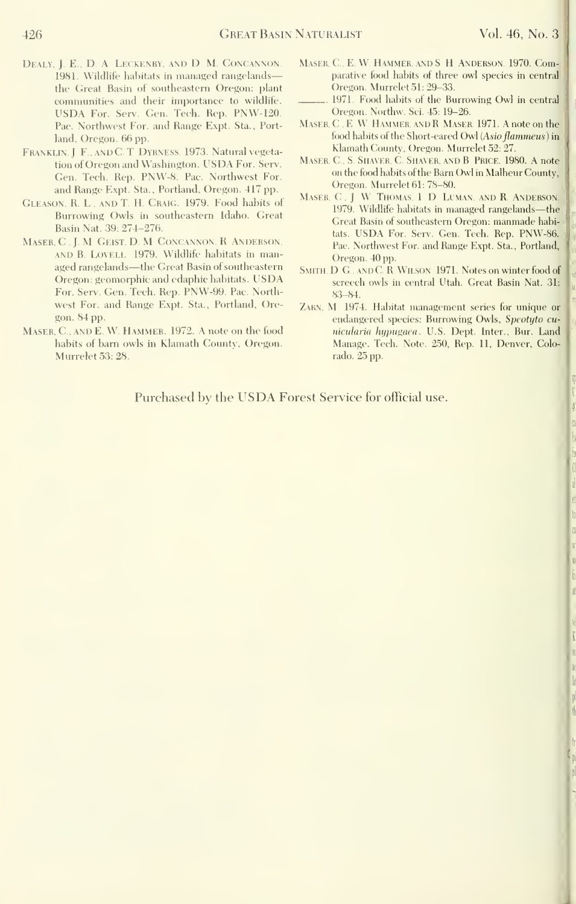Dealy, J. E., D. A. Leckenby, and D. M. Concannon. 1981. Wildlife habitats in managed rangelands—the Great Basin of southeastern Oregon: plant communities and their importance to wildlife. USDA For. Serv. Gen. Tech. Rep. PNW-120. Pac. Northwest For. and Range Expt. Sta., Portland, Oregon. 66 pp.

Franklin, J. F., and C. T. Dyrness. 1973. Natural vegetation of Oregon and Washington. USDA For. Serv. Gen. Tech. Rep. PNW-8. Pac. Northwest For. and Range Expt. Sta., Portland, Oregon. 417 pp.

Gleason, R. L., and T. H. Craig. 1979. Food habits of Burrowing Owls in southeastern Idaho. Great Basin Nat. 39: 274–276.

Maser, C., J. M. Geist, D. M. Concannon, R. Anderson, and B. Lovell. 1979. Wildlife habitats in managed rangelands—the Great Basin of southeastern Oregon: geomorphic and edaphic habitats. USDA For. Serv. Gen. Tech. Rep. PNW-99. Pac. Northwest For. and Range Expt. Sta., Portland, Oregon. 84 pp.

Maser, C., and E. W. Hammer. 1972. A note on the food habits of barn owls in Klamath County, Oregon. Murrelet 53: 28.

Maser, C., E. W. Hammer, and S. H. Anderson. 1970. Comparative food habits of three owl species in central Oregon. Murrelet 51: 29–33.

———. 1971. Food habits of the Burrowing Owl in central Oregon. Northw. Sci. 45: 19–26.

Maser, C., E. W. Hammer, and R. Maser. 1971. A note on the food habits of the Short-eared Owl (*Asio flammeus*) in Klamath County, Oregon. Murrelet 52: 27.

Maser, C., S. Shaver, C. Shaver, and B. Price. 1980. A note on the food habits of the Barn Owl in Malheur County, Oregon. Murrelet 61: 78–80.

Maser, C., J. W. Thomas, I. D. Luman, and R. Anderson. 1979. Wildlife habitats in managed rangelands—the Great Basin of southeastern Oregon: manmade habitats. USDA For. Serv. Gen. Tech. Rep. PNW-86. Pac. Northwest For. and Range Expt. Sta., Portland, Oregon. 40 pp.

Smith, D. G., and C. R. Wilson. 1971. Notes on winter food of screech owls in central Utah. Great Basin Nat. 31: 83–84.

Zarn, M. 1974. Habitat management series for unique or endangered species: Burrowing Owls, *Speotyto cunicularia hypugaea*. U.S. Dept. Inter., Bur. Land Manage. Tech. Note. 250, Rep. 11, Denver, Colorado. 25 pp.

Purchased by the USDA Forest Service for official use.